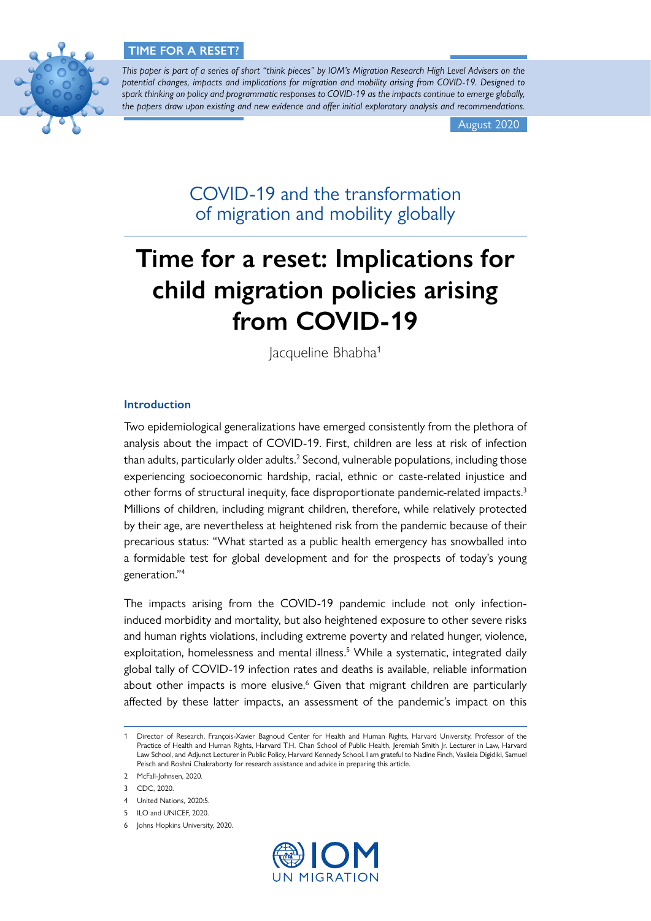**TIME FOR A RESET?**

*This paper is part of a series of short "think pieces" by IOM's Migration Research High Level Advisers on the potential changes, impacts and implications for migration and mobility arising from COVID-19. Designed to spark thinking on policy and programmatic responses to COVID-19 as the impacts continue to emerge globally, the papers draw upon existing and new evidence and offer initial exploratory analysis and recommendations.*

August 2020

## COVID-19 and the transformation of migration and mobility globally

# Time for a reset: Implications for child migration policies arising from COVID-19

Jacqueline Bhabha[1]

### Introduction

Two epidemiological generalizations have emerged consistently from the plethora of analysis about the impact of COVID-19. First, children are less at risk of infection than adults, particularly older adults.[2] Second, vulnerable populations, including those experiencing socioeconomic hardship, racial, ethnic or caste-related injustice and other forms of structural inequity, face disproportionate pandemic-related impacts.[3] Millions of children, including migrant children, therefore, while relatively protected by their age, are nevertheless at heightened risk from the pandemic because of their precarious status: "What started as a public health emergency has snowballed into a formidable test for global development and for the prospects of today's young generation."[4]

The impacts arising from the COVID-19 pandemic include not only infection-induced morbidity and mortality, but also heightened exposure to other severe risks and human rights violations, including extreme poverty and related hunger, violence, exploitation, homelessness and mental illness.[5] While a systematic, integrated daily global tally of COVID-19 infection rates and deaths is available, reliable information about other impacts is more elusive.[6] Given that migrant children are particularly affected by these latter impacts, an assessment of the pandemic's impact on this

---

1 Director of Research, François-Xavier Bagnoud Center for Health and Human Rights, Harvard University, Professor of the Practice of Health and Human Rights, Harvard T.H. Chan School of Public Health, Jeremiah Smith Jr. Lecturer in Law, Harvard Law School, and Adjunct Lecturer in Public Policy, Harvard Kennedy School. I am grateful to Nadine Finch, Vasileia Digidiki, Samuel Peisch and Roshni Chakraborty for research assistance and advice in preparing this article.

2 McFall-Johnsen, 2020.

3 CDC, 2020.

4 United Nations, 2020:5.

5 ILO and UNICEF, 2020.

6 Johns Hopkins University, 2020.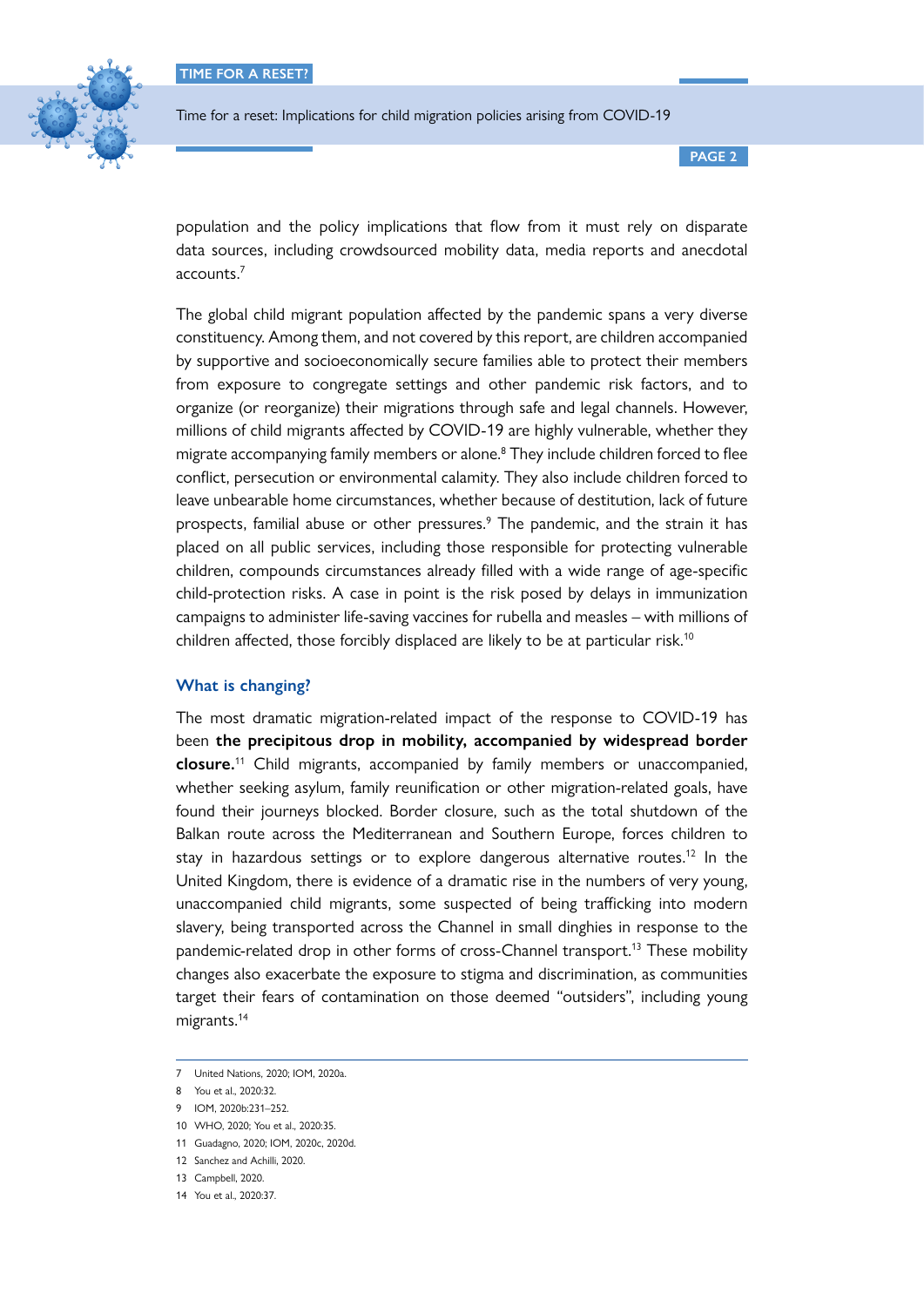population and the policy implications that flow from it must rely on disparate data sources, including crowdsourced mobility data, media reports and anecdotal accounts.[7]

The global child migrant population affected by the pandemic spans a very diverse constituency. Among them, and not covered by this report, are children accompanied by supportive and socioeconomically secure families able to protect their members from exposure to congregate settings and other pandemic risk factors, and to organize (or reorganize) their migrations through safe and legal channels. However, millions of child migrants affected by COVID-19 are highly vulnerable, whether they migrate accompanying family members or alone.[8] They include children forced to flee conflict, persecution or environmental calamity. They also include children forced to leave unbearable home circumstances, whether because of destitution, lack of future prospects, familial abuse or other pressures.[9] The pandemic, and the strain it has placed on all public services, including those responsible for protecting vulnerable children, compounds circumstances already filled with a wide range of age-specific child-protection risks. A case in point is the risk posed by delays in immunization campaigns to administer life-saving vaccines for rubella and measles – with millions of children affected, those forcibly displaced are likely to be at particular risk.[10]

### What is changing?

The most dramatic migration-related impact of the response to COVID-19 has been **the precipitous drop in mobility, accompanied by widespread border closure.**[11] Child migrants, accompanied by family members or unaccompanied, whether seeking asylum, family reunification or other migration-related goals, have found their journeys blocked. Border closure, such as the total shutdown of the Balkan route across the Mediterranean and Southern Europe, forces children to stay in hazardous settings or to explore dangerous alternative routes.[12] In the United Kingdom, there is evidence of a dramatic rise in the numbers of very young, unaccompanied child migrants, some suspected of being trafficking into modern slavery, being transported across the Channel in small dinghies in response to the pandemic-related drop in other forms of cross-Channel transport.[13] These mobility changes also exacerbate the exposure to stigma and discrimination, as communities target their fears of contamination on those deemed "outsiders", including young migrants.[14]

---

7 United Nations, 2020; IOM, 2020a.
8 You et al., 2020:32.
9 IOM, 2020b:231–252.
10 WHO, 2020; You et al., 2020:35.
11 Guadagno, 2020; IOM, 2020c, 2020d.
12 Sanchez and Achilli, 2020.
13 Campbell, 2020.
14 You et al., 2020:37.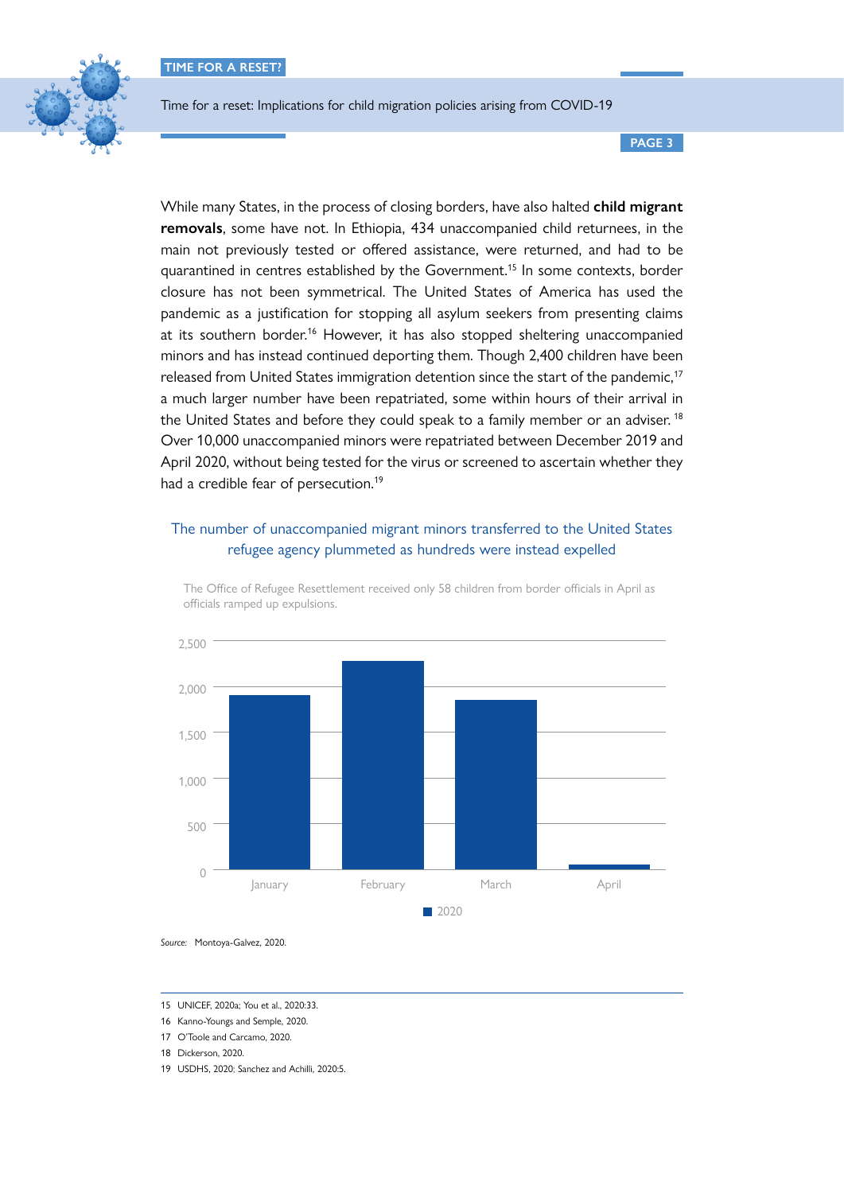While many States, in the process of closing borders, have also halted **child migrant removals**, some have not. In Ethiopia, 434 unaccompanied child returnees, in the main not previously tested or offered assistance, were returned, and had to be quarantined in centres established by the Government.[15] In some contexts, border closure has not been symmetrical. The United States of America has used the pandemic as a justification for stopping all asylum seekers from presenting claims at its southern border.[16] However, it has also stopped sheltering unaccompanied minors and has instead continued deporting them. Though 2,400 children have been released from United States immigration detention since the start of the pandemic,[17] a much larger number have been repatriated, some within hours of their arrival in the United States and before they could speak to a family member or an adviser.[18] Over 10,000 unaccompanied minors were repatriated between December 2019 and April 2020, without being tested for the virus or screened to ascertain whether they had a credible fear of persecution.[19]

The number of unaccompanied migrant minors transferred to the United States refugee agency plummeted as hundreds were instead expelled

The Office of Refugee Resettlement received only 58 children from border officials in April as officials ramped up expulsions.

| Month (2020) | Children received |
|---|---|
| January | ~1,900 |
| February | ~2,270 |
| March | ~1,850 |
| April | 58 |

*Source:* Montoya-Galvez, 2020.

---

15 UNICEF, 2020a; You et al., 2020:33.

16 Kanno-Youngs and Semple, 2020.

17 O'Toole and Carcamo, 2020.

18 Dickerson, 2020.

19 USDHS, 2020; Sanchez and Achilli, 2020:5.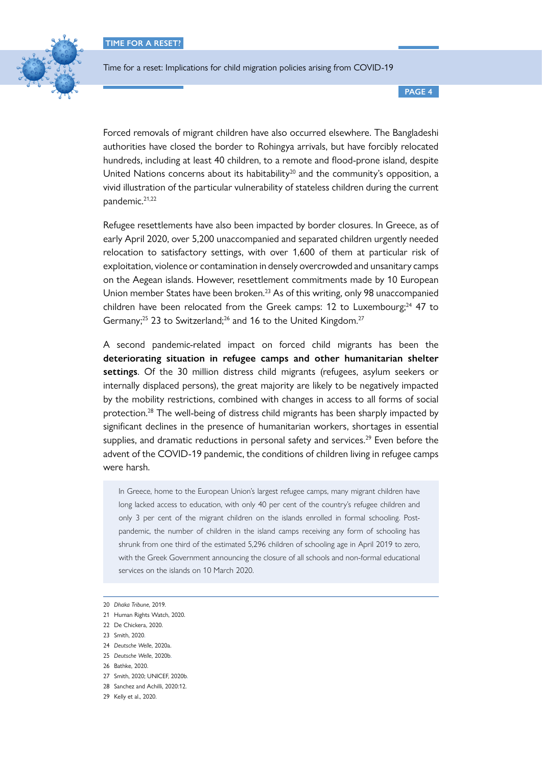Forced removals of migrant children have also occurred elsewhere. The Bangladeshi authorities have closed the border to Rohingya arrivals, but have forcibly relocated hundreds, including at least 40 children, to a remote and flood-prone island, despite United Nations concerns about its habitability[20] and the community's opposition, a vivid illustration of the particular vulnerability of stateless children during the current pandemic.[21,22]

Refugee resettlements have also been impacted by border closures. In Greece, as of early April 2020, over 5,200 unaccompanied and separated children urgently needed relocation to satisfactory settings, with over 1,600 of them at particular risk of exploitation, violence or contamination in densely overcrowded and unsanitary camps on the Aegean islands. However, resettlement commitments made by 10 European Union member States have been broken.[23] As of this writing, only 98 unaccompanied children have been relocated from the Greek camps: 12 to Luxembourg;[24] 47 to Germany;[25] 23 to Switzerland;[26] and 16 to the United Kingdom.[27]

A second pandemic-related impact on forced child migrants has been the **deteriorating situation in refugee camps and other humanitarian shelter settings**. Of the 30 million distress child migrants (refugees, asylum seekers or internally displaced persons), the great majority are likely to be negatively impacted by the mobility restrictions, combined with changes in access to all forms of social protection.[28] The well-being of distress child migrants has been sharply impacted by significant declines in the presence of humanitarian workers, shortages in essential supplies, and dramatic reductions in personal safety and services.[29] Even before the advent of the COVID-19 pandemic, the conditions of children living in refugee camps were harsh.

> In Greece, home to the European Union's largest refugee camps, many migrant children have long lacked access to education, with only 40 per cent of the country's refugee children and only 3 per cent of the migrant children on the islands enrolled in formal schooling. Post-pandemic, the number of children in the island camps receiving any form of schooling has shrunk from one third of the estimated 5,296 children of schooling age in April 2019 to zero, with the Greek Government announcing the closure of all schools and non-formal educational services on the islands on 10 March 2020.

---

20 *Dhaka Tribune*, 2019.
21 Human Rights Watch, 2020.
22 De Chickera, 2020.
23 Smith, 2020.
24 *Deutsche Welle*, 2020a.
25 *Deutsche Welle*, 2020b.
26 Bathke, 2020.
27 Smith, 2020; UNICEF, 2020b.
28 Sanchez and Achilli, 2020:12.
29 Kelly et al., 2020.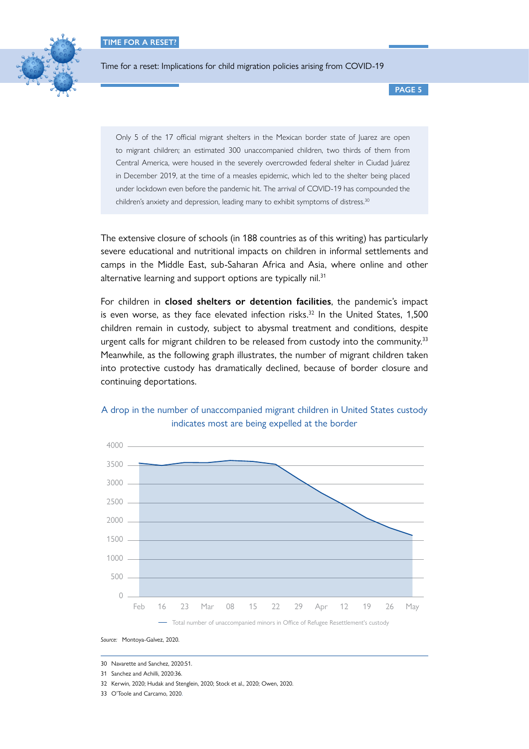> Only 5 of the 17 official migrant shelters in the Mexican border state of Juarez are open to migrant children; an estimated 300 unaccompanied children, two thirds of them from Central America, were housed in the severely overcrowded federal shelter in Ciudad Juárez in December 2019, at the time of a measles epidemic, which led to the shelter being placed under lockdown even before the pandemic hit. The arrival of COVID-19 has compounded the children's anxiety and depression, leading many to exhibit symptoms of distress.[30]

The extensive closure of schools (in 188 countries as of this writing) has particularly severe educational and nutritional impacts on children in informal settlements and camps in the Middle East, sub-Saharan Africa and Asia, where online and other alternative learning and support options are typically nil.[31]

For children in **closed shelters or detention facilities**, the pandemic's impact is even worse, as they face elevated infection risks.[32] In the United States, 1,500 children remain in custody, subject to abysmal treatment and conditions, despite urgent calls for migrant children to be released from custody into the community.[33] Meanwhile, as the following graph illustrates, the number of migrant children taken into protective custody has dramatically declined, because of border closure and continuing deportations.

A drop in the number of unaccompanied migrant children in United States custody indicates most are being expelled at the border

*Source:* Montoya-Galvez, 2020.

---

30 Navarette and Sanchez, 2020:51.

31 Sanchez and Achilli, 2020:36.

32 Kerwin, 2020; Hudak and Stenglein, 2020; Stock et al., 2020; Owen, 2020.

33 O'Toole and Carcamo, 2020.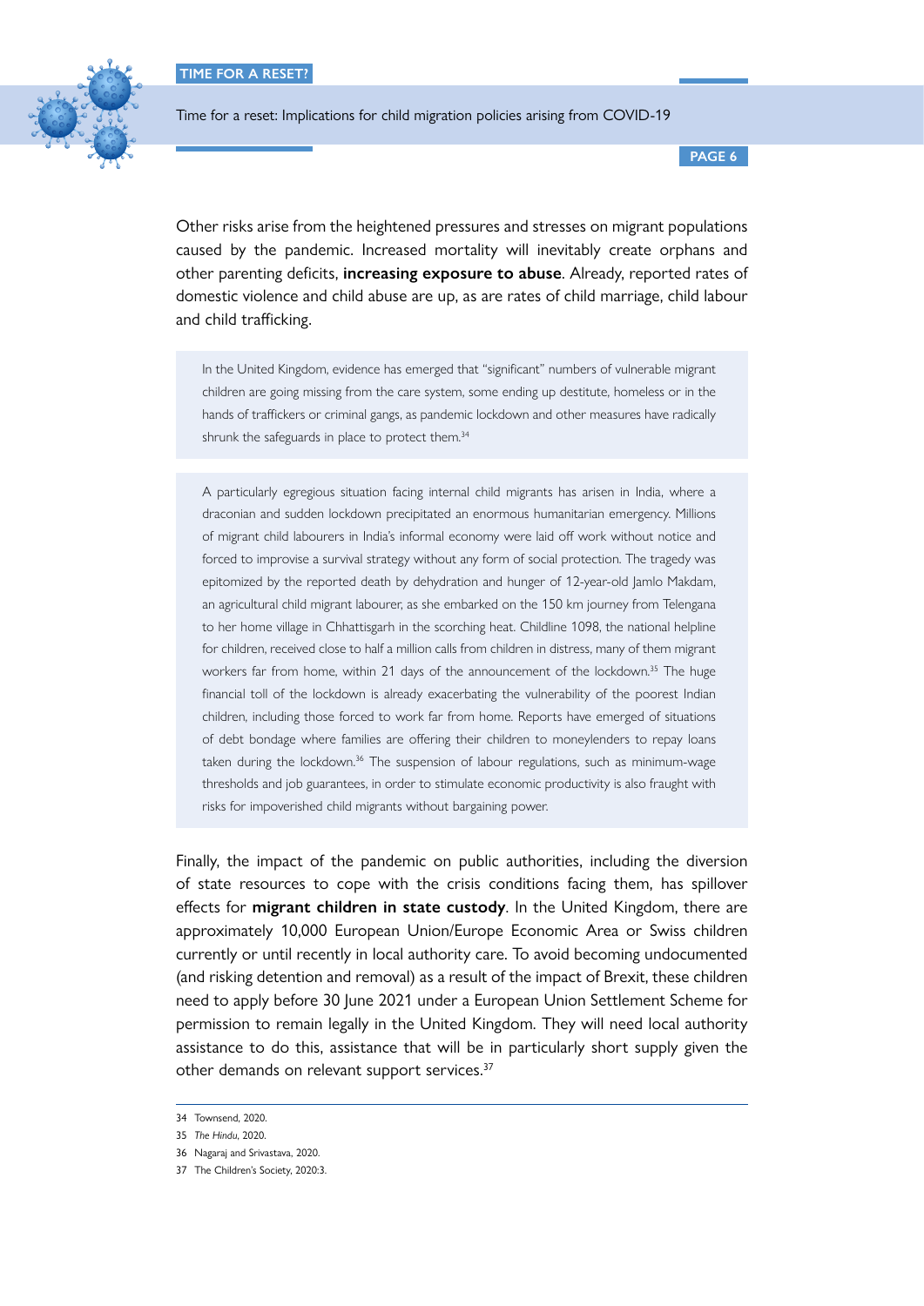Other risks arise from the heightened pressures and stresses on migrant populations caused by the pandemic. Increased mortality will inevitably create orphans and other parenting deficits, **increasing exposure to abuse**. Already, reported rates of domestic violence and child abuse are up, as are rates of child marriage, child labour and child trafficking.

> In the United Kingdom, evidence has emerged that "significant" numbers of vulnerable migrant children are going missing from the care system, some ending up destitute, homeless or in the hands of traffickers or criminal gangs, as pandemic lockdown and other measures have radically shrunk the safeguards in place to protect them.[34]

> A particularly egregious situation facing internal child migrants has arisen in India, where a draconian and sudden lockdown precipitated an enormous humanitarian emergency. Millions of migrant child labourers in India's informal economy were laid off work without notice and forced to improvise a survival strategy without any form of social protection. The tragedy was epitomized by the reported death by dehydration and hunger of 12-year-old Jamlo Makdam, an agricultural child migrant labourer, as she embarked on the 150 km journey from Telengana to her home village in Chhattisgarh in the scorching heat. Childline 1098, the national helpline for children, received close to half a million calls from children in distress, many of them migrant workers far from home, within 21 days of the announcement of the lockdown.[35] The huge financial toll of the lockdown is already exacerbating the vulnerability of the poorest Indian children, including those forced to work far from home. Reports have emerged of situations of debt bondage where families are offering their children to moneylenders to repay loans taken during the lockdown.[36] The suspension of labour regulations, such as minimum-wage thresholds and job guarantees, in order to stimulate economic productivity is also fraught with risks for impoverished child migrants without bargaining power.

Finally, the impact of the pandemic on public authorities, including the diversion of state resources to cope with the crisis conditions facing them, has spillover effects for **migrant children in state custody**. In the United Kingdom, there are approximately 10,000 European Union/Europe Economic Area or Swiss children currently or until recently in local authority care. To avoid becoming undocumented (and risking detention and removal) as a result of the impact of Brexit, these children need to apply before 30 June 2021 under a European Union Settlement Scheme for permission to remain legally in the United Kingdom. They will need local authority assistance to do this, assistance that will be in particularly short supply given the other demands on relevant support services.[37]

---

34 Townsend, 2020.

35 *The Hindu*, 2020.

36 Nagaraj and Srivastava, 2020.

37 The Children's Society, 2020:3.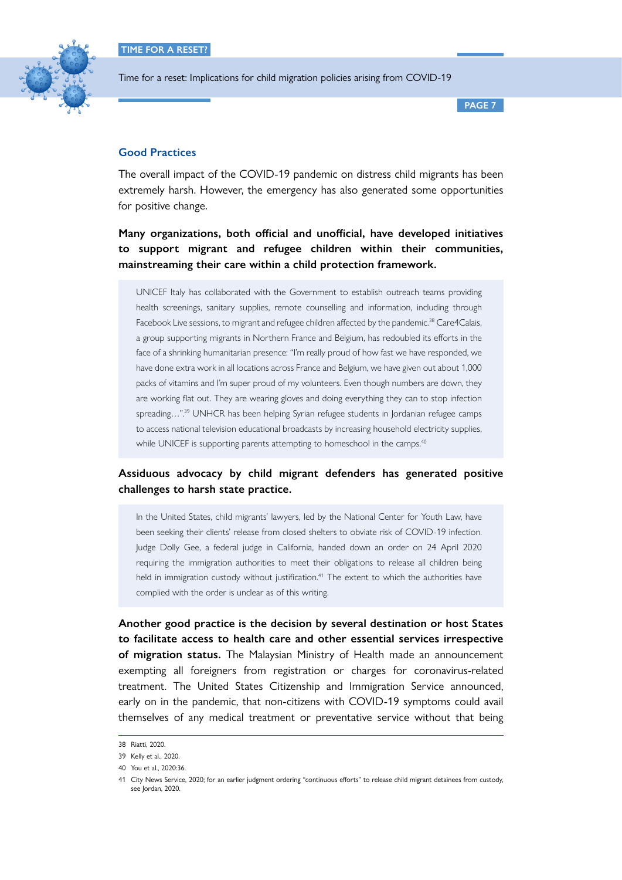## Good Practices

The overall impact of the COVID-19 pandemic on distress child migrants has been extremely harsh. However, the emergency has also generated some opportunities for positive change.

**Many organizations, both official and unofficial, have developed initiatives to support migrant and refugee children within their communities, mainstreaming their care within a child protection framework.**

> UNICEF Italy has collaborated with the Government to establish outreach teams providing health screenings, sanitary supplies, remote counselling and information, including through Facebook Live sessions, to migrant and refugee children affected by the pandemic.[38] Care4Calais, a group supporting migrants in Northern France and Belgium, has redoubled its efforts in the face of a shrinking humanitarian presence: "I'm really proud of how fast we have responded, we have done extra work in all locations across France and Belgium, we have given out about 1,000 packs of vitamins and I'm super proud of my volunteers. Even though numbers are down, they are working flat out. They are wearing gloves and doing everything they can to stop infection spreading…".[39] UNHCR has been helping Syrian refugee students in Jordanian refugee camps to access national television educational broadcasts by increasing household electricity supplies, while UNICEF is supporting parents attempting to homeschool in the camps.[40]

**Assiduous advocacy by child migrant defenders has generated positive challenges to harsh state practice.**

> In the United States, child migrants' lawyers, led by the National Center for Youth Law, have been seeking their clients' release from closed shelters to obviate risk of COVID-19 infection. Judge Dolly Gee, a federal judge in California, handed down an order on 24 April 2020 requiring the immigration authorities to meet their obligations to release all children being held in immigration custody without justification.[41] The extent to which the authorities have complied with the order is unclear as of this writing.

**Another good practice is the decision by several destination or host States to facilitate access to health care and other essential services irrespective of migration status.** The Malaysian Ministry of Health made an announcement exempting all foreigners from registration or charges for coronavirus-related treatment. The United States Citizenship and Immigration Service announced, early on in the pandemic, that non-citizens with COVID-19 symptoms could avail themselves of any medical treatment or preventative service without that being

---

38 Riatti, 2020.

39 Kelly et al., 2020.

40 You et al., 2020:36.

41 City News Service, 2020; for an earlier judgment ordering "continuous efforts" to release child migrant detainees from custody, see Jordan, 2020.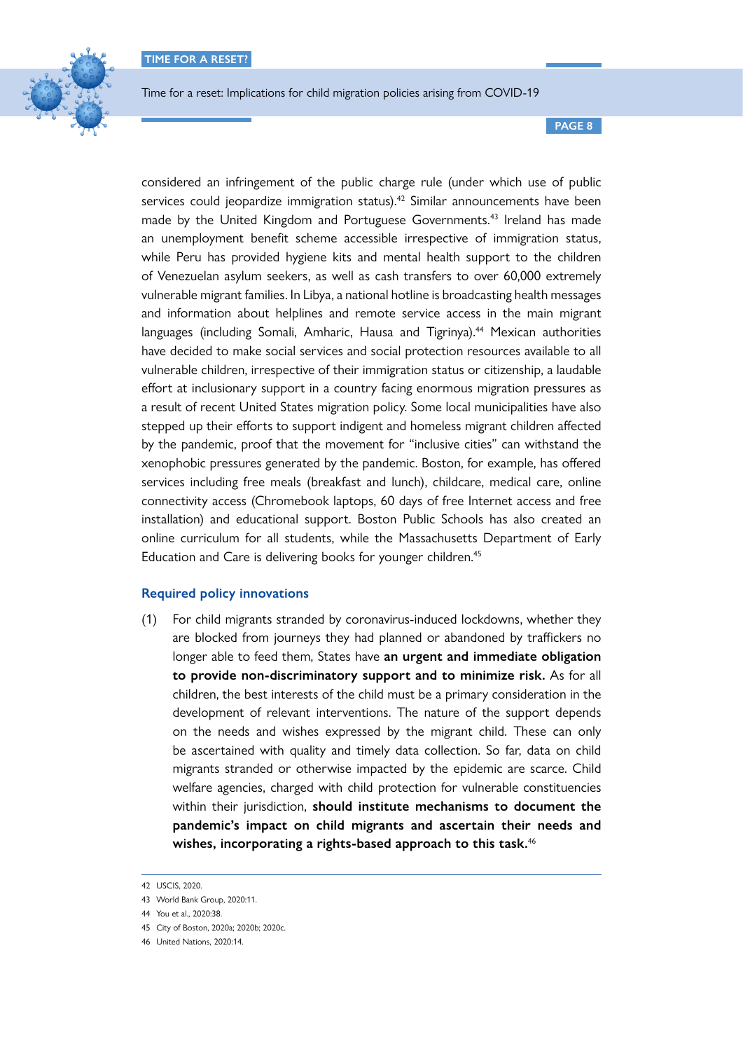considered an infringement of the public charge rule (under which use of public services could jeopardize immigration status).[42] Similar announcements have been made by the United Kingdom and Portuguese Governments.[43] Ireland has made an unemployment benefit scheme accessible irrespective of immigration status, while Peru has provided hygiene kits and mental health support to the children of Venezuelan asylum seekers, as well as cash transfers to over 60,000 extremely vulnerable migrant families. In Libya, a national hotline is broadcasting health messages and information about helplines and remote service access in the main migrant languages (including Somali, Amharic, Hausa and Tigrinya).[44] Mexican authorities have decided to make social services and social protection resources available to all vulnerable children, irrespective of their immigration status or citizenship, a laudable effort at inclusionary support in a country facing enormous migration pressures as a result of recent United States migration policy. Some local municipalities have also stepped up their efforts to support indigent and homeless migrant children affected by the pandemic, proof that the movement for "inclusive cities" can withstand the xenophobic pressures generated by the pandemic. Boston, for example, has offered services including free meals (breakfast and lunch), childcare, medical care, online connectivity access (Chromebook laptops, 60 days of free Internet access and free installation) and educational support. Boston Public Schools has also created an online curriculum for all students, while the Massachusetts Department of Early Education and Care is delivering books for younger children.[45]

### Required policy innovations

(1) For child migrants stranded by coronavirus-induced lockdowns, whether they are blocked from journeys they had planned or abandoned by traffickers no longer able to feed them, States have **an urgent and immediate obligation to provide non-discriminatory support and to minimize risk.** As for all children, the best interests of the child must be a primary consideration in the development of relevant interventions. The nature of the support depends on the needs and wishes expressed by the migrant child. These can only be ascertained with quality and timely data collection. So far, data on child migrants stranded or otherwise impacted by the epidemic are scarce. Child welfare agencies, charged with child protection for vulnerable constituencies within their jurisdiction, **should institute mechanisms to document the pandemic's impact on child migrants and ascertain their needs and wishes, incorporating a rights-based approach to this task.**[46]

---

42 USCIS, 2020.

43 World Bank Group, 2020:11.

44 You et al., 2020:38.

45 City of Boston, 2020a; 2020b; 2020c.

46 United Nations, 2020:14.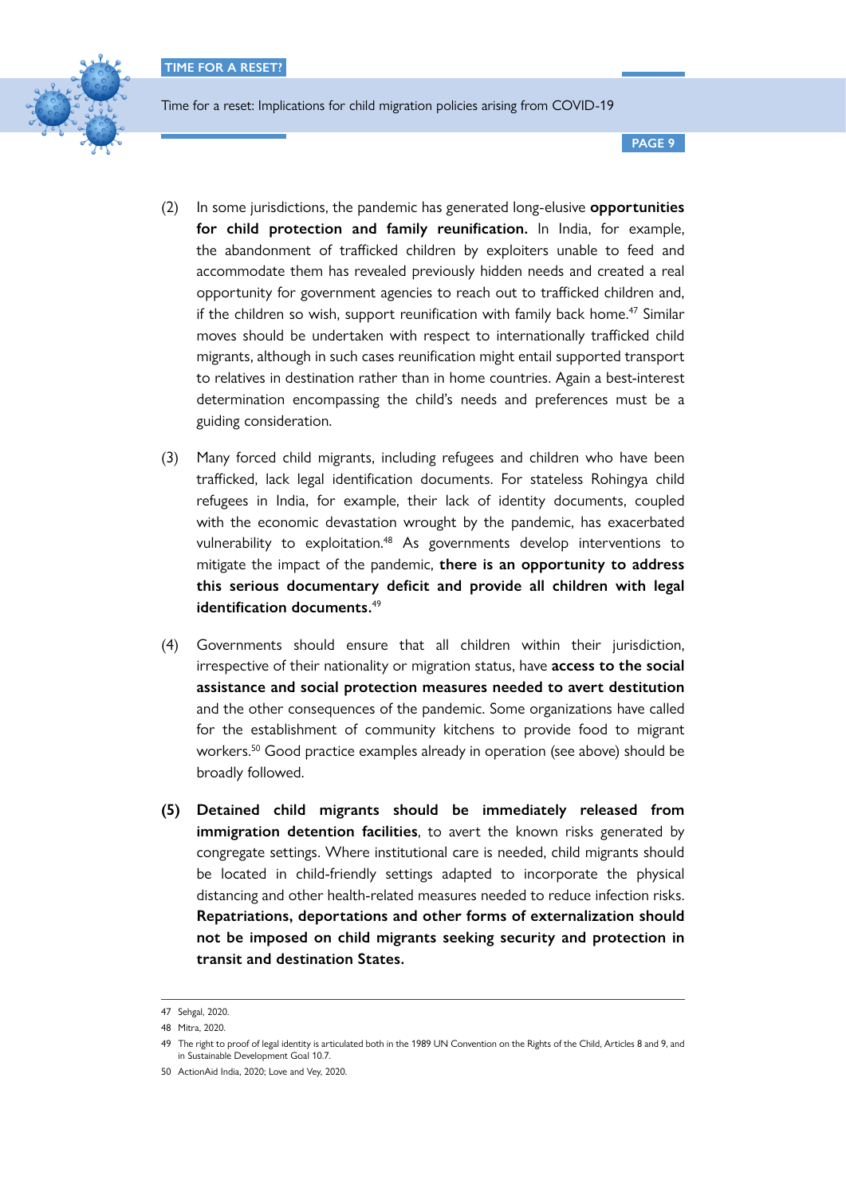(2) In some jurisdictions, the pandemic has generated long-elusive **opportunities for child protection and family reunification.** In India, for example, the abandonment of trafficked children by exploiters unable to feed and accommodate them has revealed previously hidden needs and created a real opportunity for government agencies to reach out to trafficked children and, if the children so wish, support reunification with family back home.[47] Similar moves should be undertaken with respect to internationally trafficked child migrants, although in such cases reunification might entail supported transport to relatives in destination rather than in home countries. Again a best-interest determination encompassing the child's needs and preferences must be a guiding consideration.

(3) Many forced child migrants, including refugees and children who have been trafficked, lack legal identification documents. For stateless Rohingya child refugees in India, for example, their lack of identity documents, coupled with the economic devastation wrought by the pandemic, has exacerbated vulnerability to exploitation.[48] As governments develop interventions to mitigate the impact of the pandemic, **there is an opportunity to address this serious documentary deficit and provide all children with legal identification documents.**[49]

(4) Governments should ensure that all children within their jurisdiction, irrespective of their nationality or migration status, have **access to the social assistance and social protection measures needed to avert destitution** and the other consequences of the pandemic. Some organizations have called for the establishment of community kitchens to provide food to migrant workers.[50] Good practice examples already in operation (see above) should be broadly followed.

**(5) Detained child migrants should be immediately released from immigration detention facilities**, to avert the known risks generated by congregate settings. Where institutional care is needed, child migrants should be located in child-friendly settings adapted to incorporate the physical distancing and other health-related measures needed to reduce infection risks. **Repatriations, deportations and other forms of externalization should not be imposed on child migrants seeking security and protection in transit and destination States.**

---

47 Sehgal, 2020.

48 Mitra, 2020.

49 The right to proof of legal identity is articulated both in the 1989 UN Convention on the Rights of the Child, Articles 8 and 9, and in Sustainable Development Goal 10.7.

50 ActionAid India, 2020; Love and Vey, 2020.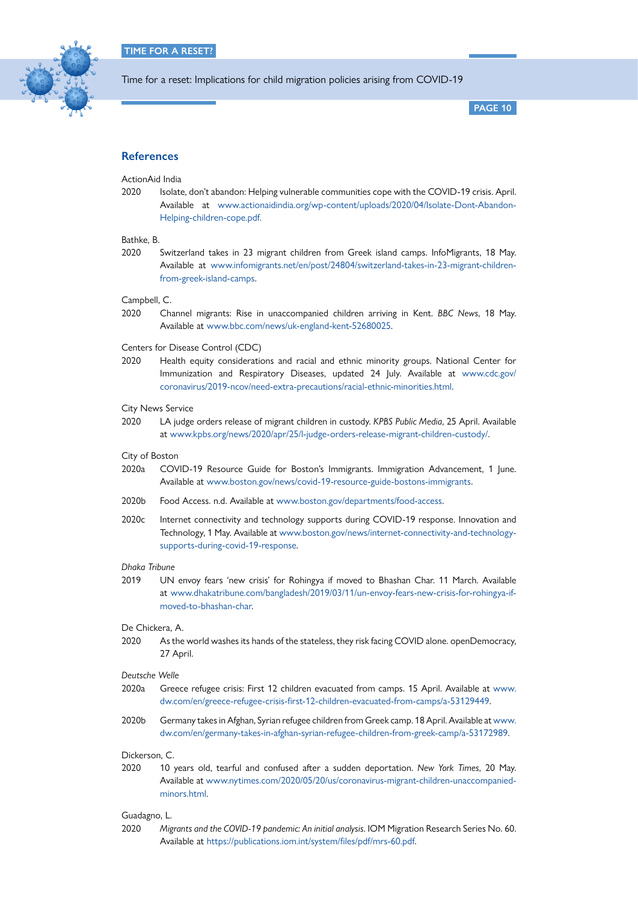## References

ActionAid India

2020 Isolate, don't abandon: Helping vulnerable communities cope with the COVID-19 crisis. April. Available at www.actionaidindia.org/wp-content/uploads/2020/04/Isolate-Dont-Abandon-Helping-children-cope.pdf.

Bathke, B.

2020 Switzerland takes in 23 migrant children from Greek island camps. InfoMigrants, 18 May. Available at www.infomigrants.net/en/post/24804/switzerland-takes-in-23-migrant-children-from-greek-island-camps.

Campbell, C.

2020 Channel migrants: Rise in unaccompanied children arriving in Kent. *BBC News*, 18 May. Available at www.bbc.com/news/uk-england-kent-52680025.

Centers for Disease Control (CDC)

2020 Health equity considerations and racial and ethnic minority groups. National Center for Immunization and Respiratory Diseases, updated 24 July. Available at www.cdc.gov/coronavirus/2019-ncov/need-extra-precautions/racial-ethnic-minorities.html.

City News Service

2020 LA judge orders release of migrant children in custody. *KPBS Public Media*, 25 April. Available at www.kpbs.org/news/2020/apr/25/l-judge-orders-release-migrant-children-custody/.

City of Boston

2020a COVID-19 Resource Guide for Boston's Immigrants. Immigration Advancement, 1 June. Available at www.boston.gov/news/covid-19-resource-guide-bostons-immigrants.

2020b Food Access. n.d. Available at www.boston.gov/departments/food-access.

2020c Internet connectivity and technology supports during COVID-19 response. Innovation and Technology, 1 May. Available at www.boston.gov/news/internet-connectivity-and-technology-supports-during-covid-19-response.

*Dhaka Tribune*

2019 UN envoy fears 'new crisis' for Rohingya if moved to Bhashan Char. 11 March. Available at www.dhakatribune.com/bangladesh/2019/03/11/un-envoy-fears-new-crisis-for-rohingya-if-moved-to-bhashan-char.

De Chickera, A.

2020 As the world washes its hands of the stateless, they risk facing COVID alone. openDemocracy, 27 April.

*Deutsche Welle*

2020a Greece refugee crisis: First 12 children evacuated from camps. 15 April. Available at www.dw.com/en/greece-refugee-crisis-first-12-children-evacuated-from-camps/a-53129449.

2020b Germany takes in Afghan, Syrian refugee children from Greek camp. 18 April. Available at www.dw.com/en/germany-takes-in-afghan-syrian-refugee-children-from-greek-camp/a-53172989.

Dickerson, C.

2020 10 years old, tearful and confused after a sudden deportation. *New York Times*, 20 May. Available at www.nytimes.com/2020/05/20/us/coronavirus-migrant-children-unaccompanied-minors.html.

Guadagno, L.

2020 *Migrants and the COVID-19 pandemic: An initial analysis*. IOM Migration Research Series No. 60. Available at https://publications.iom.int/system/files/pdf/mrs-60.pdf.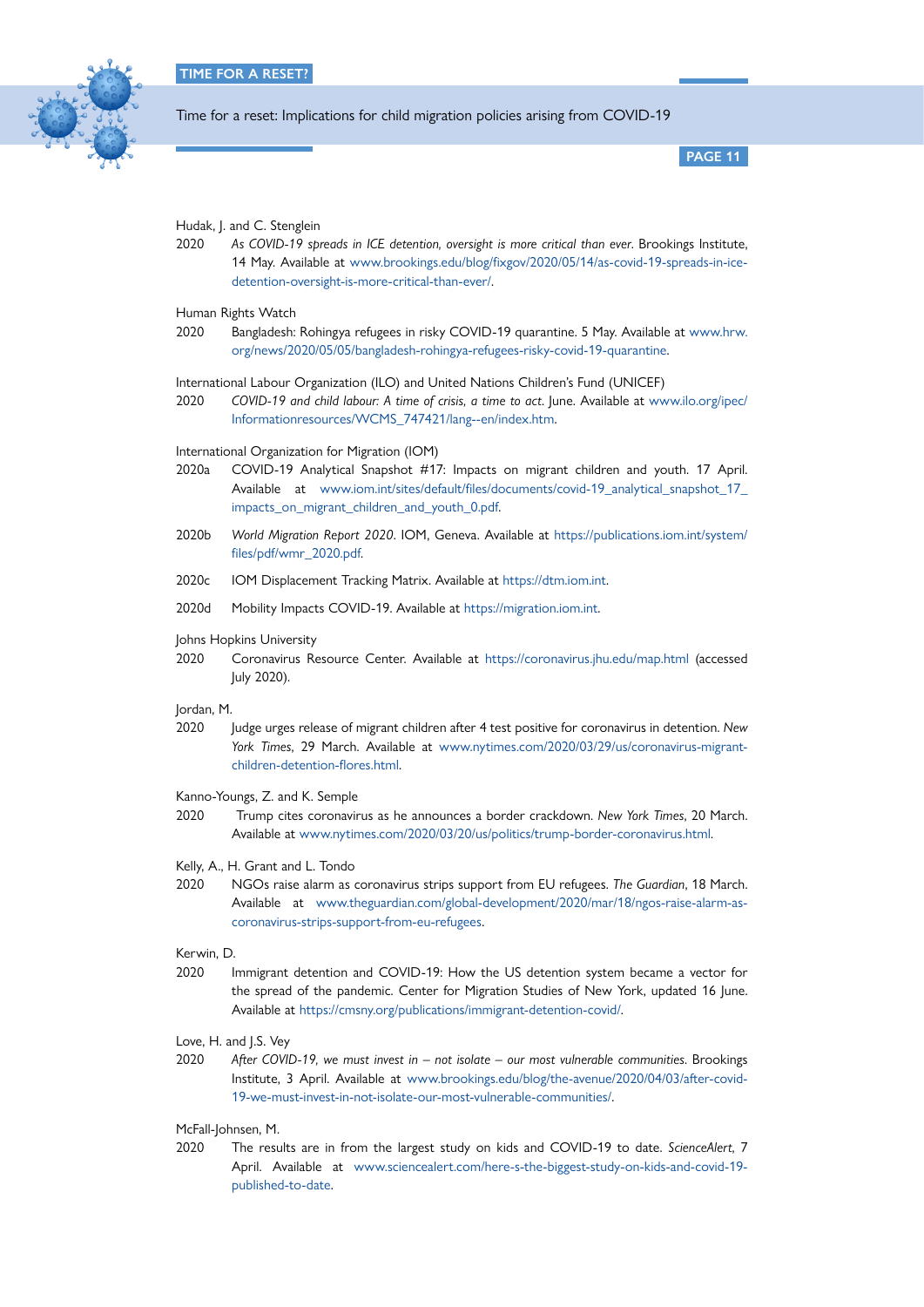Hudak, J. and C. Stenglein

2020 *As COVID-19 spreads in ICE detention, oversight is more critical than ever*. Brookings Institute, 14 May. Available at www.brookings.edu/blog/fixgov/2020/05/14/as-covid-19-spreads-in-ice-detention-oversight-is-more-critical-than-ever/.

Human Rights Watch

2020 Bangladesh: Rohingya refugees in risky COVID-19 quarantine. 5 May. Available at www.hrw.org/news/2020/05/05/bangladesh-rohingya-refugees-risky-covid-19-quarantine.

International Labour Organization (ILO) and United Nations Children's Fund (UNICEF)

2020 *COVID-19 and child labour: A time of crisis, a time to act*. June. Available at www.ilo.org/ipec/Informationresources/WCMS_747421/lang--en/index.htm.

International Organization for Migration (IOM)

2020a COVID-19 Analytical Snapshot #17: Impacts on migrant children and youth. 17 April. Available at www.iom.int/sites/default/files/documents/covid-19_analytical_snapshot_17_impacts_on_migrant_children_and_youth_0.pdf.

2020b *World Migration Report 2020*. IOM, Geneva. Available at https://publications.iom.int/system/files/pdf/wmr_2020.pdf.

2020c IOM Displacement Tracking Matrix. Available at https://dtm.iom.int.

2020d Mobility Impacts COVID-19. Available at https://migration.iom.int.

Johns Hopkins University

2020 Coronavirus Resource Center. Available at https://coronavirus.jhu.edu/map.html (accessed July 2020).

Jordan, M.

2020 Judge urges release of migrant children after 4 test positive for coronavirus in detention. *New York Times*, 29 March. Available at www.nytimes.com/2020/03/29/us/coronavirus-migrant-children-detention-flores.html.

Kanno-Youngs, Z. and K. Semple

2020 Trump cites coronavirus as he announces a border crackdown. *New York Times*, 20 March. Available at www.nytimes.com/2020/03/20/us/politics/trump-border-coronavirus.html.

Kelly, A., H. Grant and L. Tondo

2020 NGOs raise alarm as coronavirus strips support from EU refugees. *The Guardian*, 18 March. Available at www.theguardian.com/global-development/2020/mar/18/ngos-raise-alarm-as-coronavirus-strips-support-from-eu-refugees.

Kerwin, D.

2020 Immigrant detention and COVID-19: How the US detention system became a vector for the spread of the pandemic. Center for Migration Studies of New York, updated 16 June. Available at https://cmsny.org/publications/immigrant-detention-covid/.

Love, H. and J.S. Vey

2020 *After COVID-19, we must invest in – not isolate – our most vulnerable communities*. Brookings Institute, 3 April. Available at www.brookings.edu/blog/the-avenue/2020/04/03/after-covid-19-we-must-invest-in-not-isolate-our-most-vulnerable-communities/.

McFall-Johnsen, M.

2020 The results are in from the largest study on kids and COVID-19 to date. *ScienceAlert*, 7 April. Available at www.sciencealert.com/here-s-the-biggest-study-on-kids-and-covid-19-published-to-date.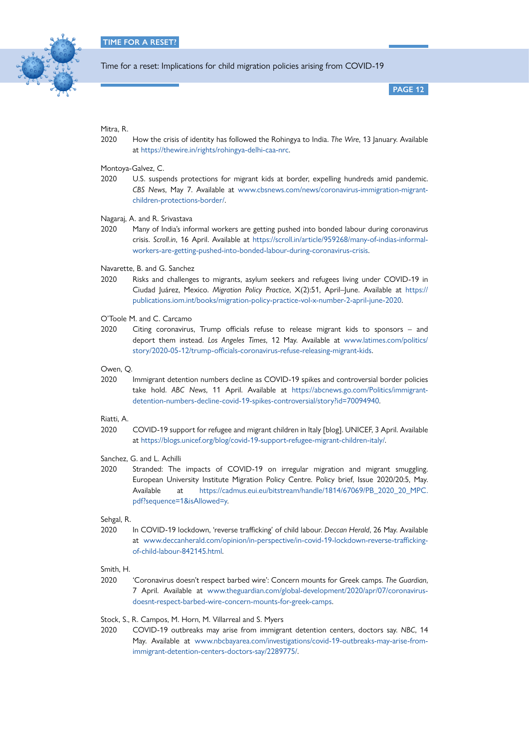Mitra, R.

2020 How the crisis of identity has followed the Rohingya to India. *The Wire*, 13 January. Available at https://thewire.in/rights/rohingya-delhi-caa-nrc.

Montoya-Galvez, C.

2020 U.S. suspends protections for migrant kids at border, expelling hundreds amid pandemic. *CBS News*, May 7. Available at www.cbsnews.com/news/coronavirus-immigration-migrant-children-protections-border/.

Nagaraj, A. and R. Srivastava

2020 Many of India's informal workers are getting pushed into bonded labour during coronavirus crisis. *Scroll.in*, 16 April. Available at https://scroll.in/article/959268/many-of-indias-informal-workers-are-getting-pushed-into-bonded-labour-during-coronavirus-crisis.

Navarette, B. and G. Sanchez

2020 Risks and challenges to migrants, asylum seekers and refugees living under COVID-19 in Ciudad Juárez, Mexico. *Migration Policy Practice*, X(2):51, April–June. Available at https://publications.iom.int/books/migration-policy-practice-vol-x-number-2-april-june-2020.

O'Toole M. and C. Carcamo

2020 Citing coronavirus, Trump officials refuse to release migrant kids to sponsors – and deport them instead. *Los Angeles Times*, 12 May. Available at www.latimes.com/politics/story/2020-05-12/trump-officials-coronavirus-refuse-releasing-migrant-kids.

Owen, Q.

2020 Immigrant detention numbers decline as COVID-19 spikes and controversial border policies take hold. *ABC News*, 11 April. Available at https://abcnews.go.com/Politics/immigrant-detention-numbers-decline-covid-19-spikes-controversial/story?id=70094940.

Riatti, A.

2020 COVID-19 support for refugee and migrant children in Italy [blog]. UNICEF, 3 April. Available at https://blogs.unicef.org/blog/covid-19-support-refugee-migrant-children-italy/.

Sanchez, G. and L. Achilli

2020 Stranded: The impacts of COVID-19 on irregular migration and migrant smuggling. European University Institute Migration Policy Centre. Policy brief, Issue 2020/20:5, May. Available at https://cadmus.eui.eu/bitstream/handle/1814/67069/PB_2020_20_MPC.pdf?sequence=1&isAllowed=y.

Sehgal, R.

2020 In COVID-19 lockdown, 'reverse trafficking' of child labour. *Deccan Herald*, 26 May. Available at www.deccanherald.com/opinion/in-perspective/in-covid-19-lockdown-reverse-trafficking-of-child-labour-842145.html.

Smith, H.

2020 'Coronavirus doesn't respect barbed wire': Concern mounts for Greek camps. *The Guardian*, 7 April. Available at www.theguardian.com/global-development/2020/apr/07/coronavirus-doesnt-respect-barbed-wire-concern-mounts-for-greek-camps.

Stock, S., R. Campos, M. Horn, M. Villarreal and S. Myers

2020 COVID-19 outbreaks may arise from immigrant detention centers, doctors say. *NBC*, 14 May. Available at www.nbcbayarea.com/investigations/covid-19-outbreaks-may-arise-from-immigrant-detention-centers-doctors-say/2289775/.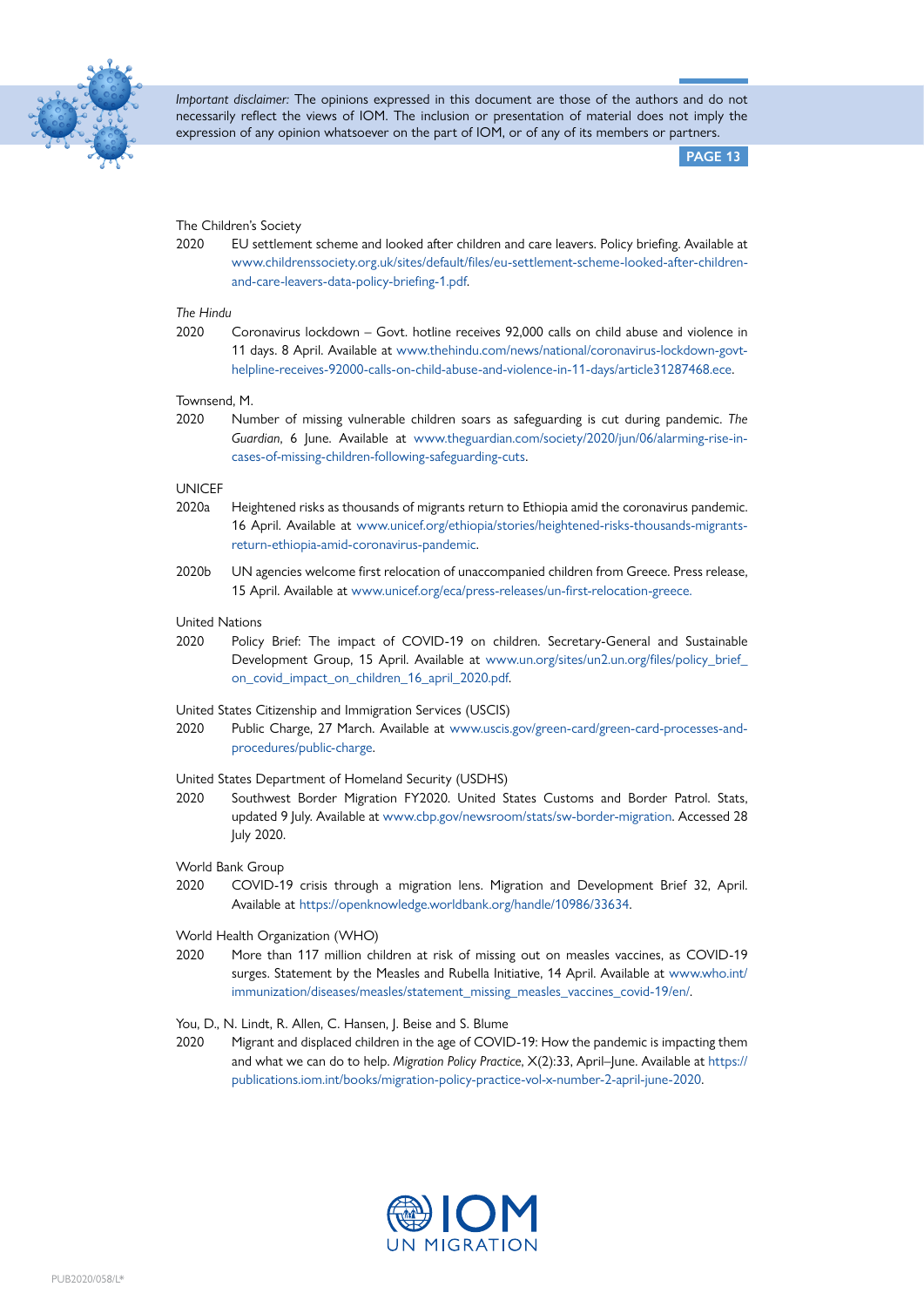The Children's Society

2020 EU settlement scheme and looked after children and care leavers. Policy briefing. Available at www.childrenssociety.org.uk/sites/default/files/eu-settlement-scheme-looked-after-children-and-care-leavers-data-policy-briefing-1.pdf.

*The Hindu*

2020 Coronavirus lockdown – Govt. hotline receives 92,000 calls on child abuse and violence in 11 days. 8 April. Available at www.thehindu.com/news/national/coronavirus-lockdown-govt-helpline-receives-92000-calls-on-child-abuse-and-violence-in-11-days/article31287468.ece.

Townsend, M.

2020 Number of missing vulnerable children soars as safeguarding is cut during pandemic. *The Guardian*, 6 June. Available at www.theguardian.com/society/2020/jun/06/alarming-rise-in-cases-of-missing-children-following-safeguarding-cuts.

UNICEF

2020a Heightened risks as thousands of migrants return to Ethiopia amid the coronavirus pandemic. 16 April. Available at www.unicef.org/ethiopia/stories/heightened-risks-thousands-migrants-return-ethiopia-amid-coronavirus-pandemic.

2020b UN agencies welcome first relocation of unaccompanied children from Greece. Press release, 15 April. Available at www.unicef.org/eca/press-releases/un-first-relocation-greece.

United Nations

2020 Policy Brief: The impact of COVID-19 on children. Secretary-General and Sustainable Development Group, 15 April. Available at www.un.org/sites/un2.un.org/files/policy_brief_on_covid_impact_on_children_16_april_2020.pdf.

United States Citizenship and Immigration Services (USCIS)

2020 Public Charge, 27 March. Available at www.uscis.gov/green-card/green-card-processes-and-procedures/public-charge.

United States Department of Homeland Security (USDHS)

2020 Southwest Border Migration FY2020. United States Customs and Border Patrol. Stats, updated 9 July. Available at www.cbp.gov/newsroom/stats/sw-border-migration. Accessed 28 July 2020.

World Bank Group

2020 COVID-19 crisis through a migration lens. Migration and Development Brief 32, April. Available at https://openknowledge.worldbank.org/handle/10986/33634.

World Health Organization (WHO)

2020 More than 117 million children at risk of missing out on measles vaccines, as COVID-19 surges. Statement by the Measles and Rubella Initiative, 14 April. Available at www.who.int/immunization/diseases/measles/statement_missing_measles_vaccines_covid-19/en/.

You, D., N. Lindt, R. Allen, C. Hansen, J. Beise and S. Blume

2020 Migrant and displaced children in the age of COVID-19: How the pandemic is impacting them and what we can do to help. *Migration Policy Practice*, X(2):33, April–June. Available at https://publications.iom.int/books/migration-policy-practice-vol-x-number-2-april-june-2020.